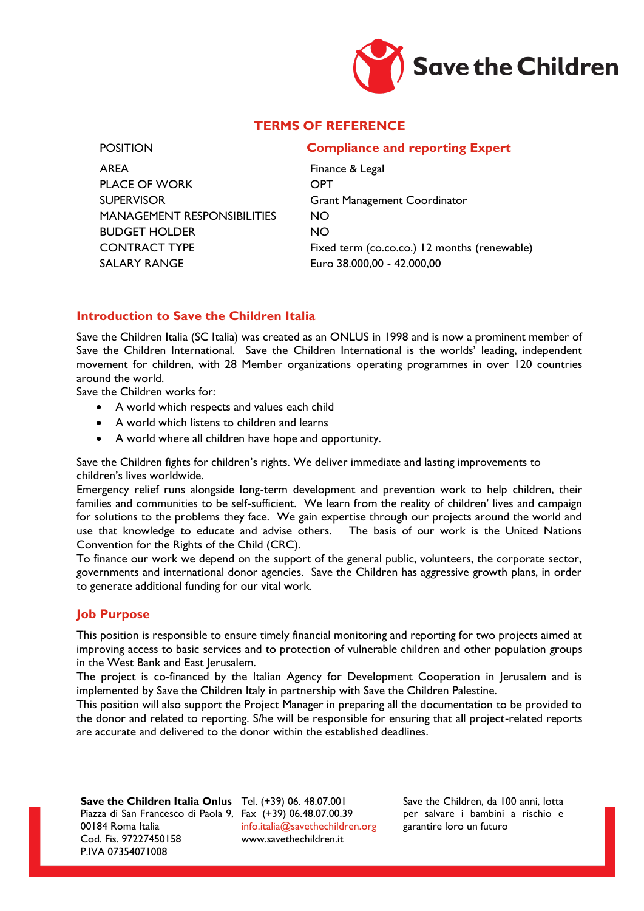# TERMS OF REFERENCE

| POSITION | **Compliance and reporting Expert** |
|---|---|
| AREA | Finance & Legal |
| PLACE OF WORK | OPT |
| SUPERVISOR | Grant Management Coordinator |
| MANAGEMENT RESPONSIBILITIES | NO |
| BUDGET HOLDER | NO |
| CONTRACT TYPE | Fixed term (co.co.co.) 12 months (renewable) |
| SALARY RANGE | Euro 38.000,00 - 42.000,00 |

## Introduction to Save the Children Italia

Save the Children Italia (SC Italia) was created as an ONLUS in 1998 and is now a prominent member of Save the Children International. Save the Children International is the worlds' leading, independent movement for children, with 28 Member organizations operating programmes in over 120 countries around the world.

Save the Children works for:

- A world which respects and values each child
- A world which listens to children and learns
- A world where all children have hope and opportunity.

Save the Children fights for children's rights. We deliver immediate and lasting improvements to children's lives worldwide.

Emergency relief runs alongside long-term development and prevention work to help children, their families and communities to be self-sufficient. We learn from the reality of children' lives and campaign for solutions to the problems they face. We gain expertise through our projects around the world and use that knowledge to educate and advise others. The basis of our work is the United Nations Convention for the Rights of the Child (CRC).

To finance our work we depend on the support of the general public, volunteers, the corporate sector, governments and international donor agencies. Save the Children has aggressive growth plans, in order to generate additional funding for our vital work.

## Job Purpose

This position is responsible to ensure timely financial monitoring and reporting for two projects aimed at improving access to basic services and to protection of vulnerable children and other population groups in the West Bank and East Jerusalem.

The project is co-financed by the Italian Agency for Development Cooperation in Jerusalem and is implemented by Save the Children Italy in partnership with Save the Children Palestine.

This position will also support the Project Manager in preparing all the documentation to be provided to the donor and related to reporting. S/he will be responsible for ensuring that all project-related reports are accurate and delivered to the donor within the established deadlines.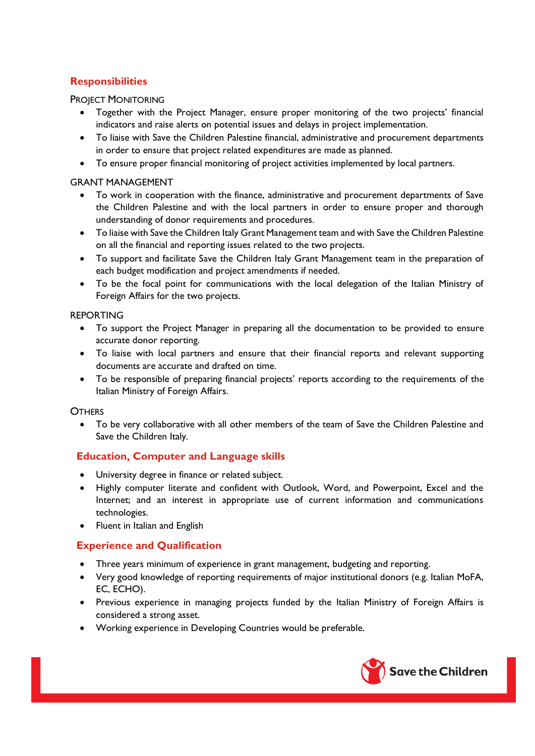## Responsibilities

PROJECT MONITORING

- Together with the Project Manager, ensure proper monitoring of the two projects' financial indicators and raise alerts on potential issues and delays in project implementation.
- To liaise with Save the Children Palestine financial, administrative and procurement departments in order to ensure that project related expenditures are made as planned.
- To ensure proper financial monitoring of project activities implemented by local partners.

GRANT MANAGEMENT

- To work in cooperation with the finance, administrative and procurement departments of Save the Children Palestine and with the local partners in order to ensure proper and thorough understanding of donor requirements and procedures.
- To liaise with Save the Children Italy Grant Management team and with Save the Children Palestine on all the financial and reporting issues related to the two projects.
- To support and facilitate Save the Children Italy Grant Management team in the preparation of each budget modification and project amendments if needed.
- To be the focal point for communications with the local delegation of the Italian Ministry of Foreign Affairs for the two projects.

REPORTING

- To support the Project Manager in preparing all the documentation to be provided to ensure accurate donor reporting.
- To liaise with local partners and ensure that their financial reports and relevant supporting documents are accurate and drafted on time.
- To be responsible of preparing financial projects' reports according to the requirements of the Italian Ministry of Foreign Affairs.

OTHERS

- To be very collaborative with all other members of the team of Save the Children Palestine and Save the Children Italy.

## Education, Computer and Language skills

- University degree in finance or related subject.
- Highly computer literate and confident with Outlook, Word, and Powerpoint, Excel and the Internet; and an interest in appropriate use of current information and communications technologies.
- Fluent in Italian and English

## Experience and Qualification

- Three years minimum of experience in grant management, budgeting and reporting.
- Very good knowledge of reporting requirements of major institutional donors (e.g. Italian MoFA, EC, ECHO).
- Previous experience in managing projects funded by the Italian Ministry of Foreign Affairs is considered a strong asset.
- Working experience in Developing Countries would be preferable.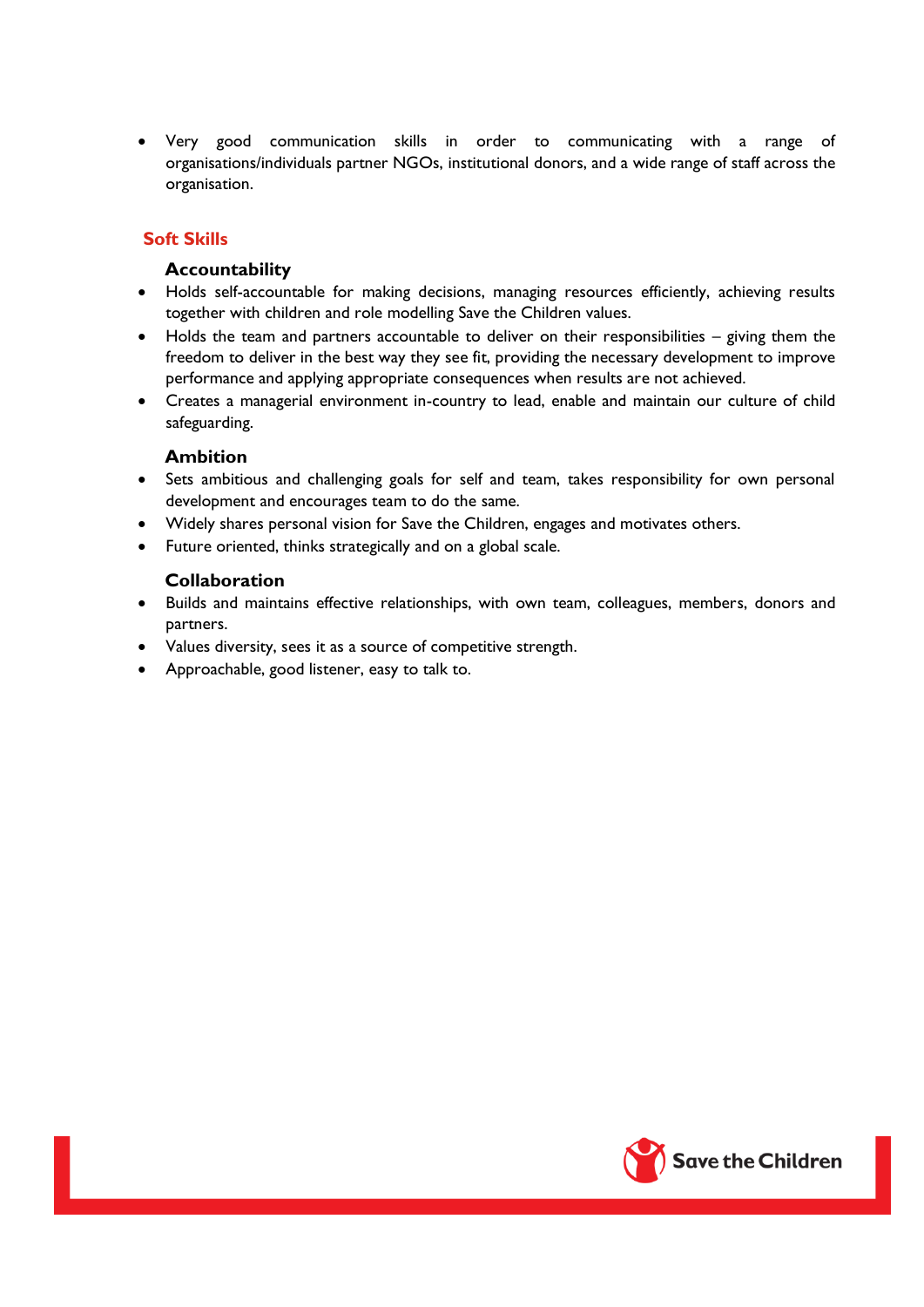- Very good communication skills in order to communicating with a range of organisations/individuals partner NGOs, institutional donors, and a wide range of staff across the organisation.

## Soft Skills

### Accountability

- Holds self-accountable for making decisions, managing resources efficiently, achieving results together with children and role modelling Save the Children values.
- Holds the team and partners accountable to deliver on their responsibilities – giving them the freedom to deliver in the best way they see fit, providing the necessary development to improve performance and applying appropriate consequences when results are not achieved.
- Creates a managerial environment in-country to lead, enable and maintain our culture of child safeguarding.

### Ambition

- Sets ambitious and challenging goals for self and team, takes responsibility for own personal development and encourages team to do the same.
- Widely shares personal vision for Save the Children, engages and motivates others.
- Future oriented, thinks strategically and on a global scale.

### Collaboration

- Builds and maintains effective relationships, with own team, colleagues, members, donors and partners.
- Values diversity, sees it as a source of competitive strength.
- Approachable, good listener, easy to talk to.